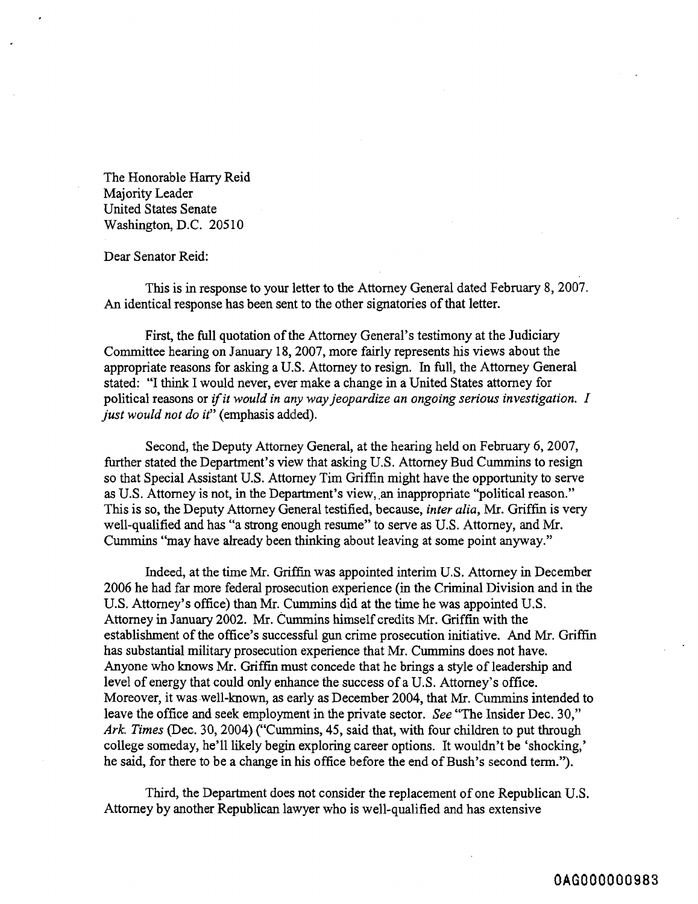The Honorable Harry Reid
Majority Leader
United States Senate
Washington, D.C. 20510

Dear Senator Reid:

This is in response to your letter to the Attorney General dated February 8, 2007. An identical response has been sent to the other signatories of that letter.

First, the full quotation of the Attorney General's testimony at the Judiciary Committee hearing on January 18, 2007, more fairly represents his views about the appropriate reasons for asking a U.S. Attorney to resign. In full, the Attorney General stated: "I think I would never, ever make a change in a United States attorney for political reasons or *if it would in any way jeopardize an ongoing serious investigation. I just would not do it*" (emphasis added).

Second, the Deputy Attorney General, at the hearing held on February 6, 2007, further stated the Department's view that asking U.S. Attorney Bud Cummins to resign so that Special Assistant U.S. Attorney Tim Griffin might have the opportunity to serve as U.S. Attorney is not, in the Department's view, an inappropriate "political reason." This is so, the Deputy Attorney General testified, because, *inter alia*, Mr. Griffin is very well-qualified and has "a strong enough resume" to serve as U.S. Attorney, and Mr. Cummins "may have already been thinking about leaving at some point anyway."

Indeed, at the time Mr. Griffin was appointed interim U.S. Attorney in December 2006 he had far more federal prosecution experience (in the Criminal Division and in the U.S. Attorney's office) than Mr. Cummins did at the time he was appointed U.S. Attorney in January 2002. Mr. Cummins himself credits Mr. Griffin with the establishment of the office's successful gun crime prosecution initiative. And Mr. Griffin has substantial military prosecution experience that Mr. Cummins does not have. Anyone who knows Mr. Griffin must concede that he brings a style of leadership and level of energy that could only enhance the success of a U.S. Attorney's office. Moreover, it was well-known, as early as December 2004, that Mr. Cummins intended to leave the office and seek employment in the private sector. *See* "The Insider Dec. 30," *Ark. Times* (Dec. 30, 2004) ("Cummins, 45, said that, with four children to put through college someday, he'll likely begin exploring career options. It wouldn't be 'shocking,' he said, for there to be a change in his office before the end of Bush's second term.").

Third, the Department does not consider the replacement of one Republican U.S. Attorney by another Republican lawyer who is well-qualified and has extensive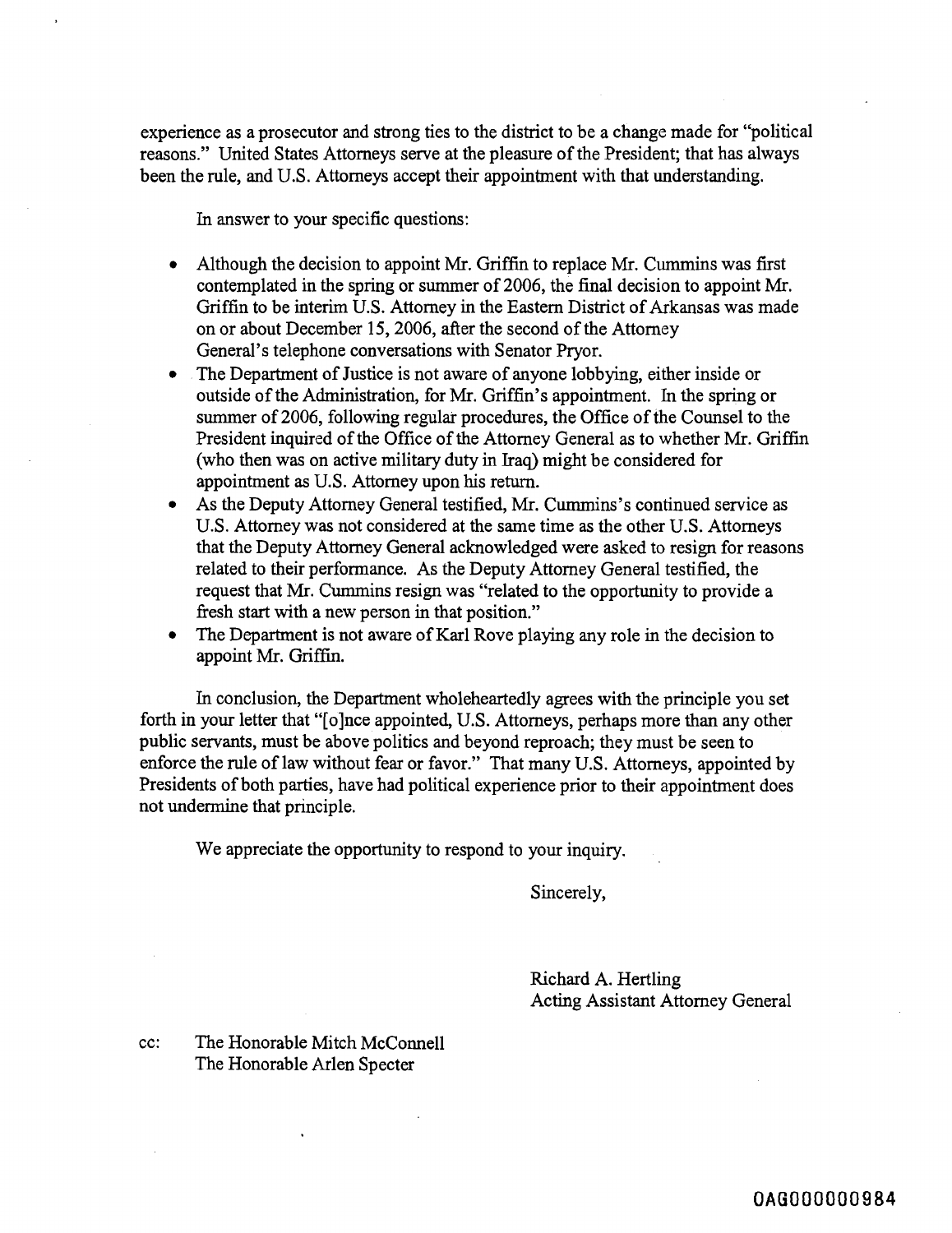experience as a prosecutor and strong ties to the district to be a change made for "political reasons." United States Attorneys serve at the pleasure of the President; that has always been the rule, and U.S. Attorneys accept their appointment with that understanding.

In answer to your specific questions:

- Although the decision to appoint Mr. Griffin to replace Mr. Cummins was first contemplated in the spring or summer of 2006, the final decision to appoint Mr. Griffin to be interim U.S. Attorney in the Eastern District of Arkansas was made on or about December 15, 2006, after the second of the Attorney General's telephone conversations with Senator Pryor.
- The Department of Justice is not aware of anyone lobbying, either inside or outside of the Administration, for Mr. Griffin's appointment. In the spring or summer of 2006, following regular procedures, the Office of the Counsel to the President inquired of the Office of the Attorney General as to whether Mr. Griffin (who then was on active military duty in Iraq) might be considered for appointment as U.S. Attorney upon his return.
- As the Deputy Attorney General testified, Mr. Cummins's continued service as U.S. Attorney was not considered at the same time as the other U.S. Attorneys that the Deputy Attorney General acknowledged were asked to resign for reasons related to their performance. As the Deputy Attorney General testified, the request that Mr. Cummins resign was "related to the opportunity to provide a fresh start with a new person in that position."
- The Department is not aware of Karl Rove playing any role in the decision to appoint Mr. Griffin.

In conclusion, the Department wholeheartedly agrees with the principle you set forth in your letter that "[o]nce appointed, U.S. Attorneys, perhaps more than any other public servants, must be above politics and beyond reproach; they must be seen to enforce the rule of law without fear or favor." That many U.S. Attorneys, appointed by Presidents of both parties, have had political experience prior to their appointment does not undermine that principle.

We appreciate the opportunity to respond to your inquiry.

Sincerely,

Richard A. Hertling
Acting Assistant Attorney General

cc: The Honorable Mitch McConnell
The Honorable Arlen Specter

OAG000000984